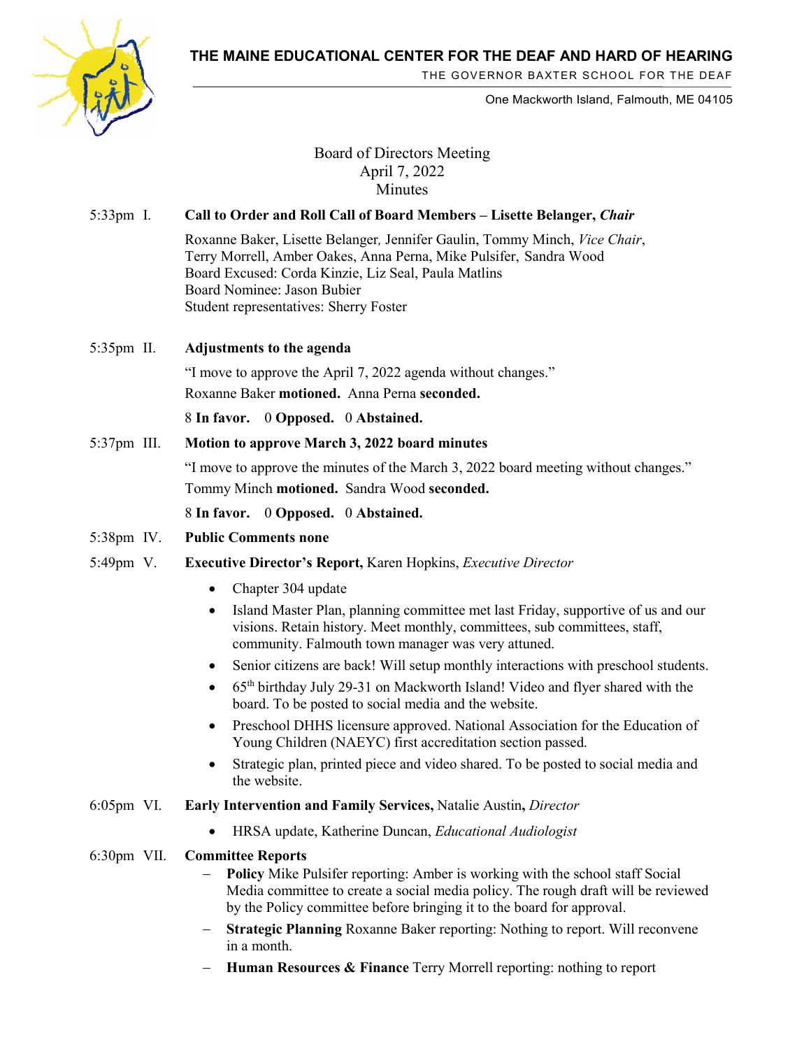**THE MAINE EDUCATIONAL CENTER FOR THE DEAF AND HARD OF HEARING**

THE GOVERNOR BAXTER SCHOOL FOR THE DEAF

One Mackworth Island, Falmouth, ME 04105

# Board of Directors Meeting
## April 7, 2022
## Minutes

5:33pm I. **Call to Order and Roll Call of Board Members – Lisette Belanger, *Chair***

Roxanne Baker, Lisette Belanger, Jennifer Gaulin, Tommy Minch, *Vice Chair*, Terry Morrell, Amber Oakes, Anna Perna, Mike Pulsifer, Sandra Wood
Board Excused: Corda Kinzie, Liz Seal, Paula Matlins
Board Nominee: Jason Bubier
Student representatives: Sherry Foster

5:35pm II. **Adjustments to the agenda**

"I move to approve the April 7, 2022 agenda without changes."

Roxanne Baker **motioned.** Anna Perna **seconded.**

8 **In favor.** 0 **Opposed.** 0 **Abstained.**

5:37pm III. **Motion to approve March 3, 2022 board minutes**

"I move to approve the minutes of the March 3, 2022 board meeting without changes."

Tommy Minch **motioned.** Sandra Wood **seconded.**

8 **In favor.** 0 **Opposed.** 0 **Abstained.**

5:38pm IV. **Public Comments none**

5:49pm V. **Executive Director's Report,** Karen Hopkins, *Executive Director*

- Chapter 304 update
- Island Master Plan, planning committee met last Friday, supportive of us and our visions. Retain history. Meet monthly, committees, sub committees, staff, community. Falmouth town manager was very attuned.
- Senior citizens are back! Will setup monthly interactions with preschool students.
- 65th birthday July 29-31 on Mackworth Island! Video and flyer shared with the board. To be posted to social media and the website.
- Preschool DHHS licensure approved. National Association for the Education of Young Children (NAEYC) first accreditation section passed.
- Strategic plan, printed piece and video shared. To be posted to social media and the website.

6:05pm VI. **Early Intervention and Family Services,** Natalie Austin**,** *Director*

- HRSA update, Katherine Duncan, *Educational Audiologist*

6:30pm VII. **Committee Reports**

- **Policy** Mike Pulsifer reporting: Amber is working with the school staff Social Media committee to create a social media policy. The rough draft will be reviewed by the Policy committee before bringing it to the board for approval.
- **Strategic Planning** Roxanne Baker reporting: Nothing to report. Will reconvene in a month.
- **Human Resources & Finance** Terry Morrell reporting: nothing to report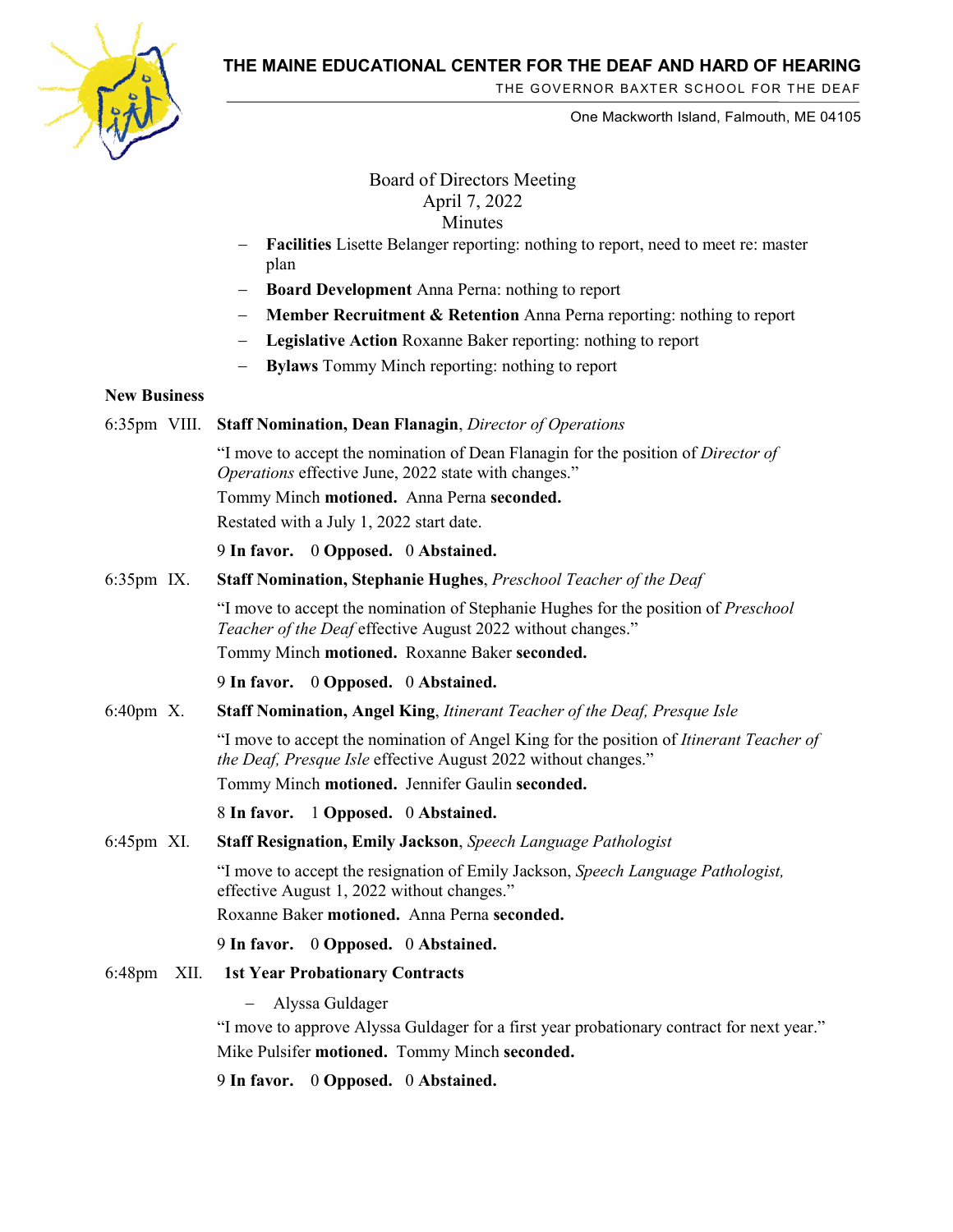**THE MAINE EDUCATIONAL CENTER FOR THE DEAF AND HARD OF HEARING**

THE GOVERNOR BAXTER SCHOOL FOR THE DEAF

One Mackworth Island, Falmouth, ME 04105

Board of Directors Meeting
April 7, 2022
Minutes

- **Facilities** Lisette Belanger reporting: nothing to report, need to meet re: master plan
- **Board Development** Anna Perna: nothing to report
- **Member Recruitment & Retention** Anna Perna reporting: nothing to report
- **Legislative Action** Roxanne Baker reporting: nothing to report
- **Bylaws** Tommy Minch reporting: nothing to report

**New Business**

6:35pm VIII. **Staff Nomination, Dean Flanagin**, *Director of Operations*

"I move to accept the nomination of Dean Flanagin for the position of *Director of Operations* effective June, 2022 state with changes."

Tommy Minch **motioned.** Anna Perna **seconded.**

Restated with a July 1, 2022 start date.

9 **In favor.** 0 **Opposed.** 0 **Abstained.**

6:35pm IX. **Staff Nomination, Stephanie Hughes**, *Preschool Teacher of the Deaf*

"I move to accept the nomination of Stephanie Hughes for the position of *Preschool Teacher of the Deaf* effective August 2022 without changes."

Tommy Minch **motioned.** Roxanne Baker **seconded.**

9 **In favor.** 0 **Opposed.** 0 **Abstained.**

6:40pm X. **Staff Nomination, Angel King**, *Itinerant Teacher of the Deaf, Presque Isle*

"I move to accept the nomination of Angel King for the position of *Itinerant Teacher of the Deaf, Presque Isle* effective August 2022 without changes."

Tommy Minch **motioned.** Jennifer Gaulin **seconded.**

8 **In favor.** 1 **Opposed.** 0 **Abstained.**

6:45pm XI. **Staff Resignation, Emily Jackson**, *Speech Language Pathologist*

"I move to accept the resignation of Emily Jackson, *Speech Language Pathologist,* effective August 1, 2022 without changes."

Roxanne Baker **motioned.** Anna Perna **seconded.**

9 **In favor.** 0 **Opposed.** 0 **Abstained.**

6:48pm XII. **1st Year Probationary Contracts**

- Alyssa Guldager

"I move to approve Alyssa Guldager for a first year probationary contract for next year."

Mike Pulsifer **motioned.** Tommy Minch **seconded.**

9 **In favor.** 0 **Opposed.** 0 **Abstained.**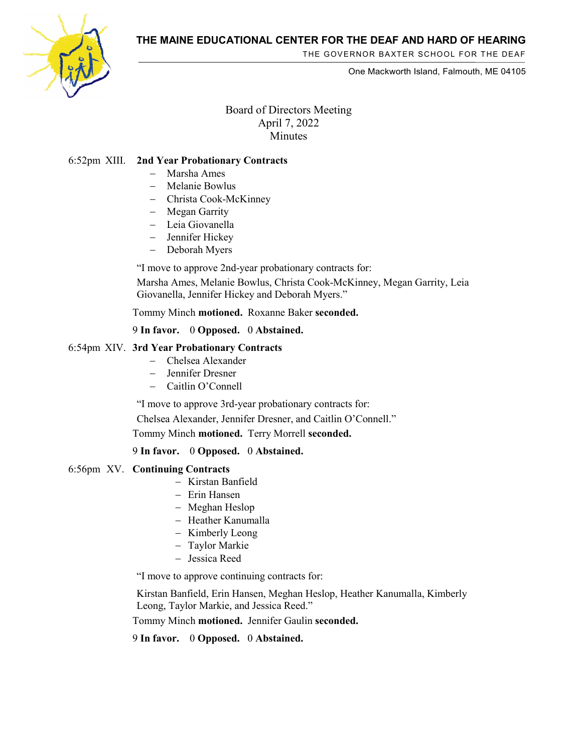# THE MAINE EDUCATIONAL CENTER FOR THE DEAF AND HARD OF HEARING

THE GOVERNOR BAXTER SCHOOL FOR THE DEAF

One Mackworth Island, Falmouth, ME 04105

Board of Directors Meeting
April 7, 2022
Minutes

6:52pm XIII. **2nd Year Probationary Contracts**

- Marsha Ames
- Melanie Bowlus
- Christa Cook-McKinney
- Megan Garrity
- Leia Giovanella
- Jennifer Hickey
- Deborah Myers

"I move to approve 2nd-year probationary contracts for:

Marsha Ames, Melanie Bowlus, Christa Cook-McKinney, Megan Garrity, Leia Giovanella, Jennifer Hickey and Deborah Myers."

Tommy Minch **motioned.** Roxanne Baker **seconded.**

9 **In favor.** 0 **Opposed.** 0 **Abstained.**

6:54pm XIV. **3rd Year Probationary Contracts**

- Chelsea Alexander
- Jennifer Dresner
- Caitlin O'Connell

"I move to approve 3rd-year probationary contracts for:

Chelsea Alexander, Jennifer Dresner, and Caitlin O'Connell."

Tommy Minch **motioned.** Terry Morrell **seconded.**

9 **In favor.** 0 **Opposed.** 0 **Abstained.**

6:56pm XV. **Continuing Contracts**

- Kirstan Banfield
- Erin Hansen
- Meghan Heslop
- Heather Kanumalla
- Kimberly Leong
- Taylor Markie
- Jessica Reed

"I move to approve continuing contracts for:

Kirstan Banfield, Erin Hansen, Meghan Heslop, Heather Kanumalla, Kimberly Leong, Taylor Markie, and Jessica Reed."

Tommy Minch **motioned.** Jennifer Gaulin **seconded.**

9 **In favor.** 0 **Opposed.** 0 **Abstained.**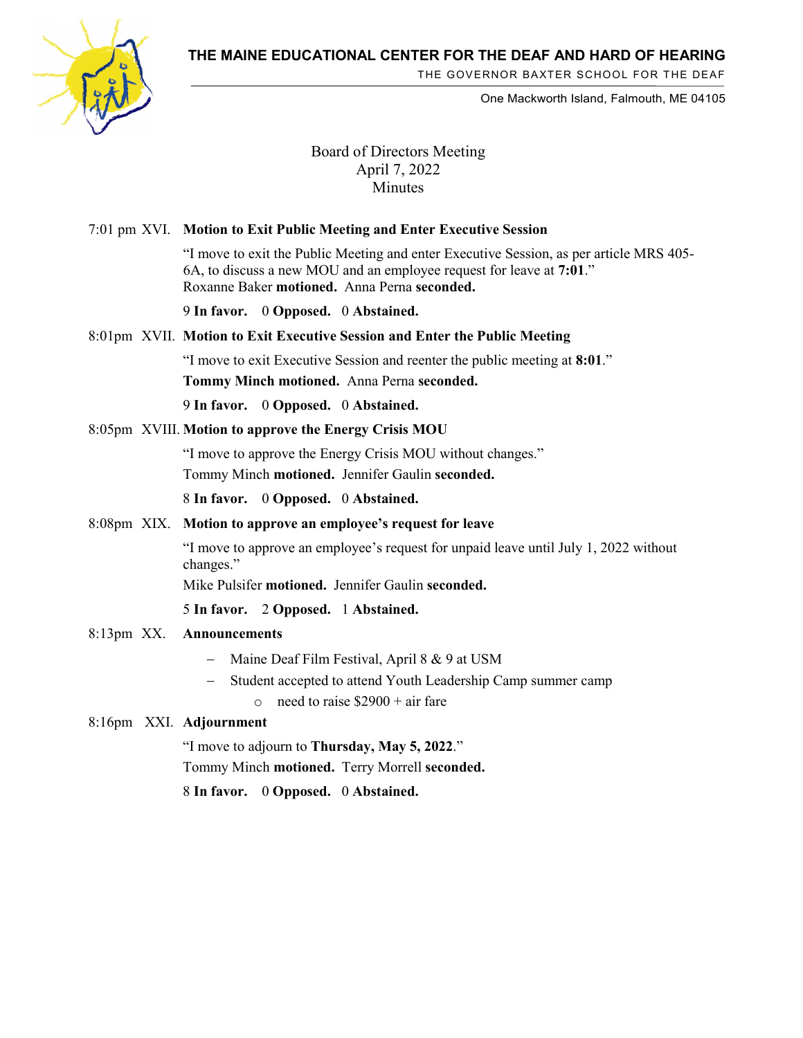**THE MAINE EDUCATIONAL CENTER FOR THE DEAF AND HARD OF HEARING**

THE GOVERNOR BAXTER SCHOOL FOR THE DEAF

One Mackworth Island, Falmouth, ME 04105

Board of Directors Meeting
April 7, 2022
Minutes

7:01 pm XVI. **Motion to Exit Public Meeting and Enter Executive Session**

"I move to exit the Public Meeting and enter Executive Session, as per article MRS 405-6A, to discuss a new MOU and an employee request for leave at **7:01**."
Roxanne Baker **motioned.** Anna Perna **seconded.**

9 **In favor.** 0 **Opposed.** 0 **Abstained.**

8:01pm XVII. **Motion to Exit Executive Session and Enter the Public Meeting**

"I move to exit Executive Session and reenter the public meeting at **8:01**."

**Tommy Minch motioned.** Anna Perna **seconded.**

9 **In favor.** 0 **Opposed.** 0 **Abstained.**

8:05pm XVIII. **Motion to approve the Energy Crisis MOU**

"I move to approve the Energy Crisis MOU without changes."

Tommy Minch **motioned.** Jennifer Gaulin **seconded.**

8 **In favor.** 0 **Opposed.** 0 **Abstained.**

8:08pm XIX. **Motion to approve an employee's request for leave**

"I move to approve an employee's request for unpaid leave until July 1, 2022 without changes."

Mike Pulsifer **motioned.** Jennifer Gaulin **seconded.**

5 **In favor.** 2 **Opposed.** 1 **Abstained.**

8:13pm XX. **Announcements**

- Maine Deaf Film Festival, April 8 & 9 at USM
- Student accepted to attend Youth Leadership Camp summer camp
  - need to raise $2900 + air fare

8:16pm XXI. **Adjournment**

"I move to adjourn to **Thursday, May 5, 2022**."

Tommy Minch **motioned.** Terry Morrell **seconded.**

8 **In favor.** 0 **Opposed.** 0 **Abstained.**